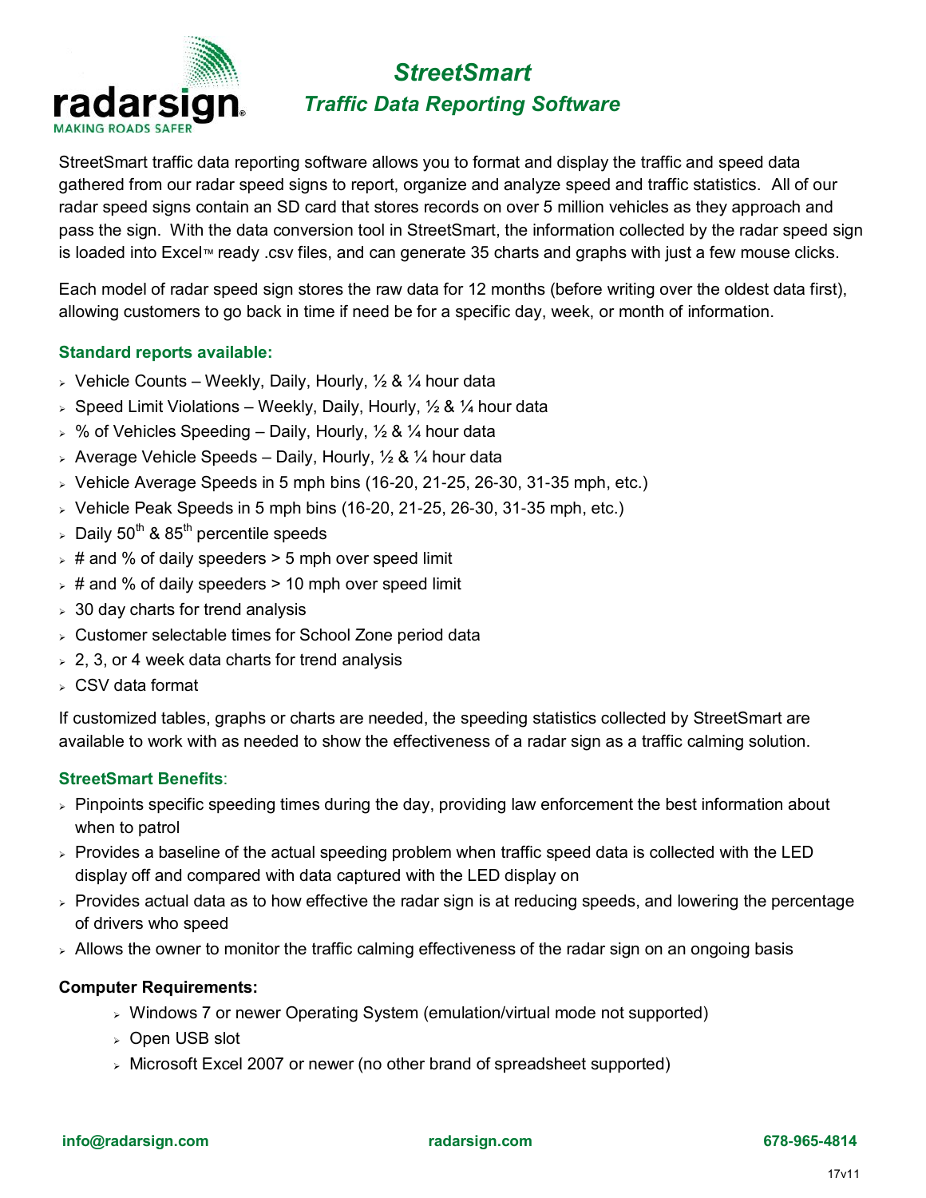radarsign
MAKING ROADS SAFER

# *StreetSmart*

## *Traffic Data Reporting Software*

StreetSmart traffic data reporting software allows you to format and display the traffic and speed data gathered from our radar speed signs to report, organize and analyze speed and traffic statistics. All of our radar speed signs contain an SD card that stores records on over 5 million vehicles as they approach and pass the sign. With the data conversion tool in StreetSmart, the information collected by the radar speed sign is loaded into Excel™ ready .csv files, and can generate 35 charts and graphs with just a few mouse clicks.

Each model of radar speed sign stores the raw data for 12 months (before writing over the oldest data first), allowing customers to go back in time if need be for a specific day, week, or month of information.

### Standard reports available:

- Vehicle Counts – Weekly, Daily, Hourly, ½ & ¼ hour data
- Speed Limit Violations – Weekly, Daily, Hourly, ½ & ¼ hour data
- % of Vehicles Speeding – Daily, Hourly, ½ & ¼ hour data
- Average Vehicle Speeds – Daily, Hourly, ½ & ¼ hour data
- Vehicle Average Speeds in 5 mph bins (16-20, 21-25, 26-30, 31-35 mph, etc.)
- Vehicle Peak Speeds in 5 mph bins (16-20, 21-25, 26-30, 31-35 mph, etc.)
- Daily 50th & 85th percentile speeds
- # and % of daily speeders > 5 mph over speed limit
- # and % of daily speeders > 10 mph over speed limit
- 30 day charts for trend analysis
- Customer selectable times for School Zone period data
- 2, 3, or 4 week data charts for trend analysis
- CSV data format

If customized tables, graphs or charts are needed, the speeding statistics collected by StreetSmart are available to work with as needed to show the effectiveness of a radar sign as a traffic calming solution.

### StreetSmart Benefits:

- Pinpoints specific speeding times during the day, providing law enforcement the best information about when to patrol
- Provides a baseline of the actual speeding problem when traffic speed data is collected with the LED display off and compared with data captured with the LED display on
- Provides actual data as to how effective the radar sign is at reducing speeds, and lowering the percentage of drivers who speed
- Allows the owner to monitor the traffic calming effectiveness of the radar sign on an ongoing basis

**Computer Requirements:**

- Windows 7 or newer Operating System (emulation/virtual mode not supported)
- Open USB slot
- Microsoft Excel 2007 or newer (no other brand of spreadsheet supported)

info@radarsign.com radarsign.com 678-965-4814

17v11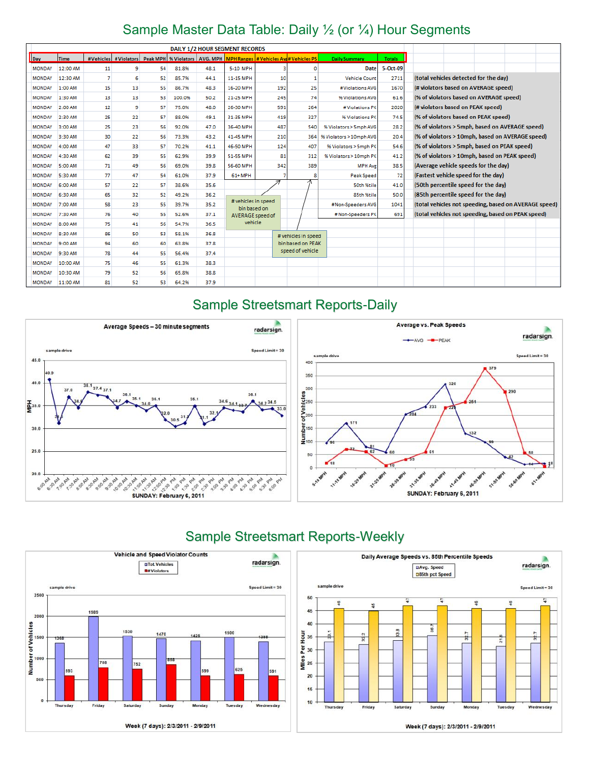# Sample Master Data Table: Daily ½ (or ¼) Hour Segments

DAILY 1/2 HOUR SEGMENT RECORDS

| Day | Time | #Vehicles | #Violators | Peak MPH | % Violators | AVG. MPH | MPH Ranges | #Vehicles Avg | #Vehicles PS | Daily Summary | Totals | |
|---|---|---|---|---|---|---|---|---|---|---|---|---|
| MONDAY | 12:00 AM | 11 | 9 | 54 | 81.8% | 48.1 | 5-10 MPH | 3 | 0 | Date | 5-Oct-09 | |
| MONDAY | 12:30 AM | 7 | 6 | 52 | 85.7% | 44.1 | 11-15 MPH | 10 | 1 | Vehicle Count | 2711 | (total vehicles detected for the day) |
| MONDAY | 1:00 AM | 15 | 13 | 55 | 86.7% | 48.3 | 16-20 MPH | 192 | 25 | #Violations AVG | 1670 | (# violators based on AVERAGE speed) |
| MONDAY | 1:30 AM | 13 | 13 | 53 | 100.0% | 50.2 | 21-25 MPH | 245 | 74 | % Violations AVG | 61.6 | (% of violators based on AVERAGE speed) |
| MONDAY | 2:00 AM | 12 | 9 | 57 | 75.0% | 48.0 | 26-30 MPH | 591 | 264 | # Violations PK | 2020 | (# violators based on PEAK speed) |
| MONDAY | 2:30 AM | 25 | 22 | 57 | 88.0% | 49.1 | 31-35 MPH | 419 | 327 | % Violations PK | 74.5 | (% of violators based on PEAK speed) |
| MONDAY | 3:00 AM | 25 | 23 | 56 | 92.0% | 47.0 | 36-40 MPH | 487 | 540 | % Violators > 5mph AVG | 28.2 | (% of violators > 5mph, based on AVERAGE speed) |
| MONDAY | 3:30 AM | 30 | 22 | 56 | 73.3% | 43.2 | 41-45 MPH | 210 | 364 | % Violators > 10mph AVG | 20.4 | (% of violators > 10mph, based on AVERAGE speed) |
| MONDAY | 4:00 AM | 47 | 33 | 57 | 70.2% | 41.1 | 46-50 MPH | 124 | 407 | % Violators > 5mph PK | 54.6 | (% of violators > 5mph, based on PEAK speed) |
| MONDAY | 4:30 AM | 62 | 39 | 55 | 62.9% | 39.9 | 51-55 MPH | 81 | 312 | % Violators > 10mph PK | 41.2 | (% of violators > 10mph, based on PEAK speed) |
| MONDAY | 5:00 AM | 71 | 49 | 56 | 65.0% | 39.8 | 56-60 MPH | 342 | 389 | MPH Avg | 38.5 | (Average vehicle speeds for the day) |
| MONDAY | 5:30 AM | 77 | 47 | 54 | 61.0% | 37.9 | 61+ MPH | 7 | 8 | Peak Speed | 72 | (Fastest vehicle speed for the day) |
| MONDAY | 6:00 AM | 57 | 22 | 57 | 38.6% | 35.6 | | | | 50th %tile | 41.0 | (50th percentile speed for the day) |
| MONDAY | 6:30 AM | 65 | 32 | 52 | 49.2% | 36.2 | | | | 85th %tile | 50.0 | (85th percentile speed for the day) |
| MONDAY | 7:00 AM | 58 | 23 | 55 | 39.7% | 35.2 | | | | #Non-Speeders AVG | 1041 | (total vehicles not speeding, based on AVERAGE speed) |
| MONDAY | 7:30 AM | 76 | 40 | 55 | 52.6% | 37.1 | | | | #Non-Speeders PK | 691 | (total vehicles not speeding, based on PEAK speed) |
| MONDAY | 8:00 AM | 75 | 41 | 56 | 54.7% | 36.5 | | | | | | |
| MONDAY | 8:30 AM | 86 | 50 | 53 | 58.1% | 36.8 | | | | | | |
| MONDAY | 9:00 AM | 94 | 60 | 60 | 63.8% | 37.8 | | | | | | |
| MONDAY | 9:30 AM | 78 | 44 | 55 | 56.4% | 37.4 | | | | | | |
| MONDAY | 10:00 AM | 75 | 46 | 55 | 61.3% | 38.3 | | | | | | |
| MONDAY | 10:30 AM | 79 | 52 | 56 | 65.8% | 38.8 | | | | | | |
| MONDAY | 11:00 AM | 81 | 52 | 53 | 64.2% | 37.9 | | | | | | |

# vehicles in speed bin based on AVERAGE speed of vehicle

# vehicles in speed bin based on PEAK speed of vehicle

# Sample Streetsmart Reports-Daily

Average Speeds – 30 minute segments

radarsign.

sample drive

Speed Limit = 30

MPH

45.0
40.0
35.0
30.0
25.0
20.0

40.9, 31.3, 37.0, 34.6, 38.1, 37.4, 37.1, 34.7, 36.1, 35.1, 34.0, 35.1, 32.0, 30.5, 31.3, 35.1, 31.1, 32.1, 34.6, 34.1, 33.7, 36.1, 34.2, 34.5, 33.0

6:00 AM, 6:30 AM, 7:00 AM, 7:30 AM, 8:00 AM, 8:30 AM, 9:00 AM, 9:30 AM, 10:00 AM, 10:30 AM, 11:00 AM, 11:30 AM, 12:00 PM, 12:30 PM, 1:00 PM, 1:30 PM, 2:00 PM, 2:30 PM, 3:00 PM, 3:30 PM, 4:00 PM, 4:30 PM, 5:00 PM, 5:30 PM, 6:00 PM

SUNDAY: February 6, 2011

Average vs. Peak Speeds

AVG — PEAK

radarsign.

sample drive

Speed Limit = 30

Number of Vehicles

400
350
300
250
200
150
100
50
0

96, 171, 81, 60, 204, 233, 320, 132, 99, 42, 14, 16

18, 72, 62, 10, 33, 61, 229, 251, 379, 290, 58, 7

5-10 MPH, 11-15 MPH, 16-20 MPH, 21-25 MPH, 26-30 MPH, 31-35 MPH, 36-40 MPH, 41-45 MPH, 46-50 MPH, 51-55 MPH, 56-60 MPH, 61+ MPH

SUNDAY: February 6, 2011

# Sample Streetsmart Reports-Weekly

Vehicle and Speed Violator Counts

Tot. Vehicles
# Violators

radarsign.

sample drive

Speed Limit = 30

Number of Vehicles

2500
2000
1500
1000
500
0

1368, 593, 1989, 788, 1530, 752, 1470, 858, 1425, 599, 1500, 625, 1398, 591

Thursday, Friday, Saturday, Sunday, Monday, Tuesday, Wednesday

Week (7 days): 2/3/2011 - 2/9/2011

Daily Average Speeds vs. 85th Percentile Speeds

Avg. Speed
85th pct Speed

radarsign.

sample drive

Speed Limit = 30

Miles Per Hour

50
45
40
35
30
25
20
15
10

33.1, 46, 32.2, 45, 33.8, 47, 35.7, 47, 32.7, 46, 31.5, 46, 32.7, 47

Thursday, Friday, Saturday, Sunday, Monday, Tuesday, Wednesday

Week (7 days): 2/3/2011 - 2/9/2011